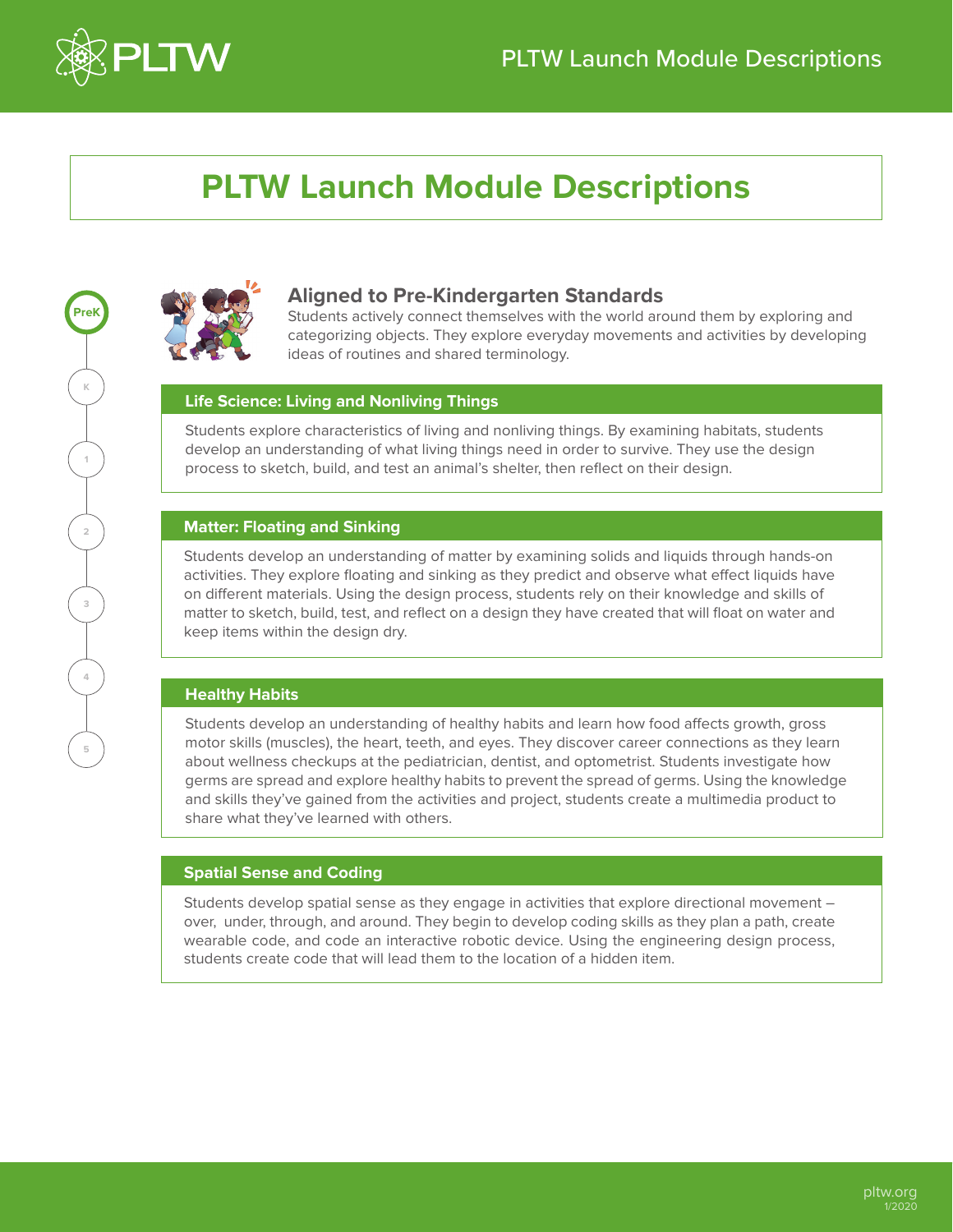# PLTW Launch Module Descriptions

PreK

K

1

2

3

4

5

## Aligned to Pre-Kindergarten Standards

Students actively connect themselves with the world around them by exploring and categorizing objects. They explore everyday movements and activities by developing ideas of routines and shared terminology.

### Life Science: Living and Nonliving Things

Students explore characteristics of living and nonliving things. By examining habitats, students develop an understanding of what living things need in order to survive. They use the design process to sketch, build, and test an animal's shelter, then reflect on their design.

### Matter: Floating and Sinking

Students develop an understanding of matter by examining solids and liquids through hands-on activities. They explore floating and sinking as they predict and observe what effect liquids have on different materials. Using the design process, students rely on their knowledge and skills of matter to sketch, build, test, and reflect on a design they have created that will float on water and keep items within the design dry.

### Healthy Habits

Students develop an understanding of healthy habits and learn how food affects growth, gross motor skills (muscles), the heart, teeth, and eyes. They discover career connections as they learn about wellness checkups at the pediatrician, dentist, and optometrist. Students investigate how germs are spread and explore healthy habits to prevent the spread of germs. Using the knowledge and skills they've gained from the activities and project, students create a multimedia product to share what they've learned with others.

### Spatial Sense and Coding

Students develop spatial sense as they engage in activities that explore directional movement – over, under, through, and around. They begin to develop coding skills as they plan a path, create wearable code, and code an interactive robotic device. Using the engineering design process, students create code that will lead them to the location of a hidden item.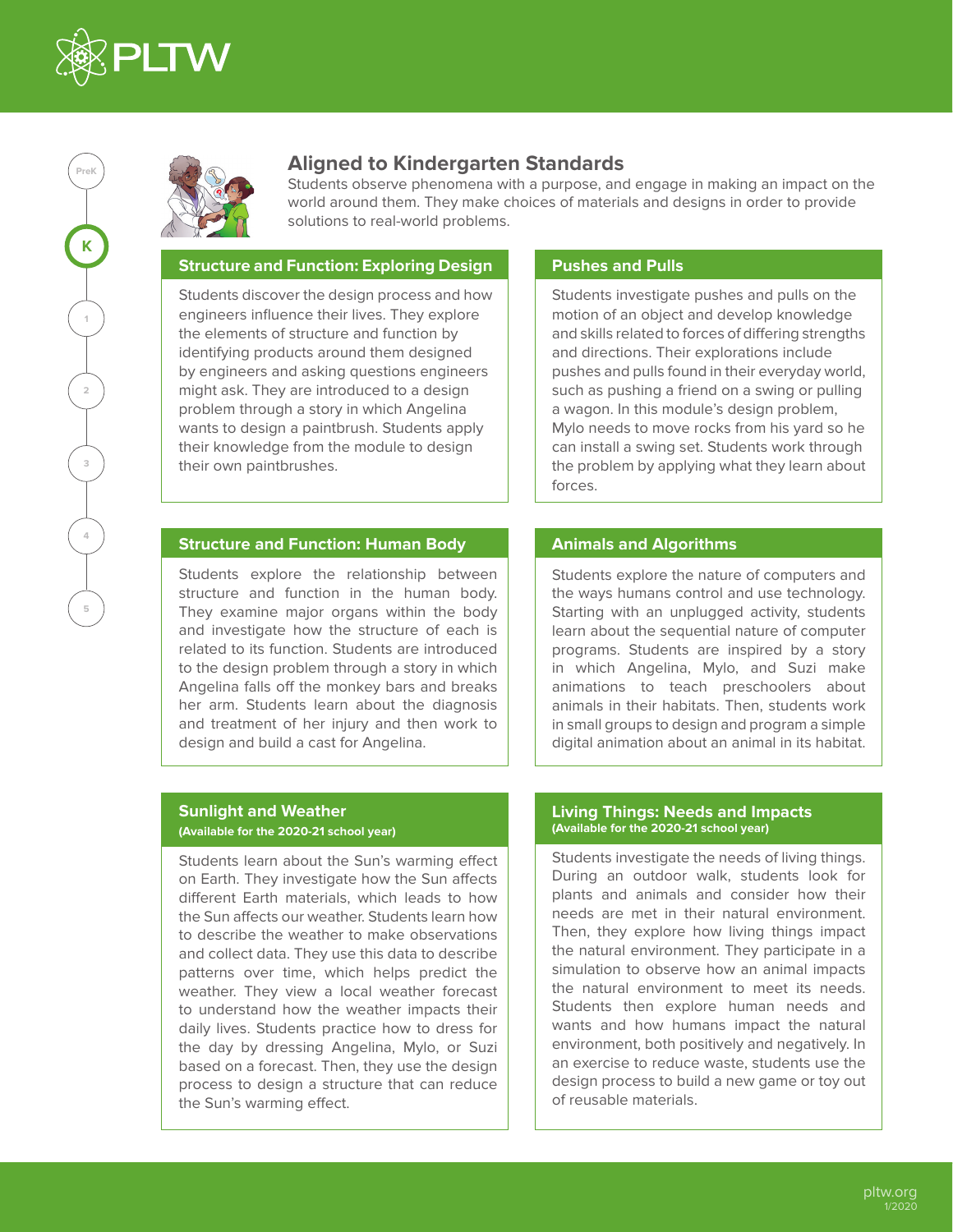## Aligned to Kindergarten Standards

Students observe phenomena with a purpose, and engage in making an impact on the world around them. They make choices of materials and designs in order to provide solutions to real-world problems.

### Structure and Function: Exploring Design

Students discover the design process and how engineers influence their lives. They explore the elements of structure and function by identifying products around them designed by engineers and asking questions engineers might ask. They are introduced to a design problem through a story in which Angelina wants to design a paintbrush. Students apply their knowledge from the module to design their own paintbrushes.

### Pushes and Pulls

Students investigate pushes and pulls on the motion of an object and develop knowledge and skills related to forces of differing strengths and directions. Their explorations include pushes and pulls found in their everyday world, such as pushing a friend on a swing or pulling a wagon. In this module's design problem, Mylo needs to move rocks from his yard so he can install a swing set. Students work through the problem by applying what they learn about forces.

### Structure and Function: Human Body

Students explore the relationship between structure and function in the human body. They examine major organs within the body and investigate how the structure of each is related to its function. Students are introduced to the design problem through a story in which Angelina falls off the monkey bars and breaks her arm. Students learn about the diagnosis and treatment of her injury and then work to design and build a cast for Angelina.

### Animals and Algorithms

Students explore the nature of computers and the ways humans control and use technology. Starting with an unplugged activity, students learn about the sequential nature of computer programs. Students are inspired by a story in which Angelina, Mylo, and Suzi make animations to teach preschoolers about animals in their habitats. Then, students work in small groups to design and program a simple digital animation about an animal in its habitat.

### Sunlight and Weather

**(Available for the 2020-21 school year)**

Students learn about the Sun's warming effect on Earth. They investigate how the Sun affects different Earth materials, which leads to how the Sun affects our weather. Students learn how to describe the weather to make observations and collect data. They use this data to describe patterns over time, which helps predict the weather. They view a local weather forecast to understand how the weather impacts their daily lives. Students practice how to dress for the day by dressing Angelina, Mylo, or Suzi based on a forecast. Then, they use the design process to design a structure that can reduce the Sun's warming effect.

### Living Things: Needs and Impacts

**(Available for the 2020-21 school year)**

Students investigate the needs of living things. During an outdoor walk, students look for plants and animals and consider how their needs are met in their natural environment. Then, they explore how living things impact the natural environment. They participate in a simulation to observe how an animal impacts the natural environment to meet its needs. Students then explore human needs and wants and how humans impact the natural environment, both positively and negatively. In an exercise to reduce waste, students use the design process to build a new game or toy out of reusable materials.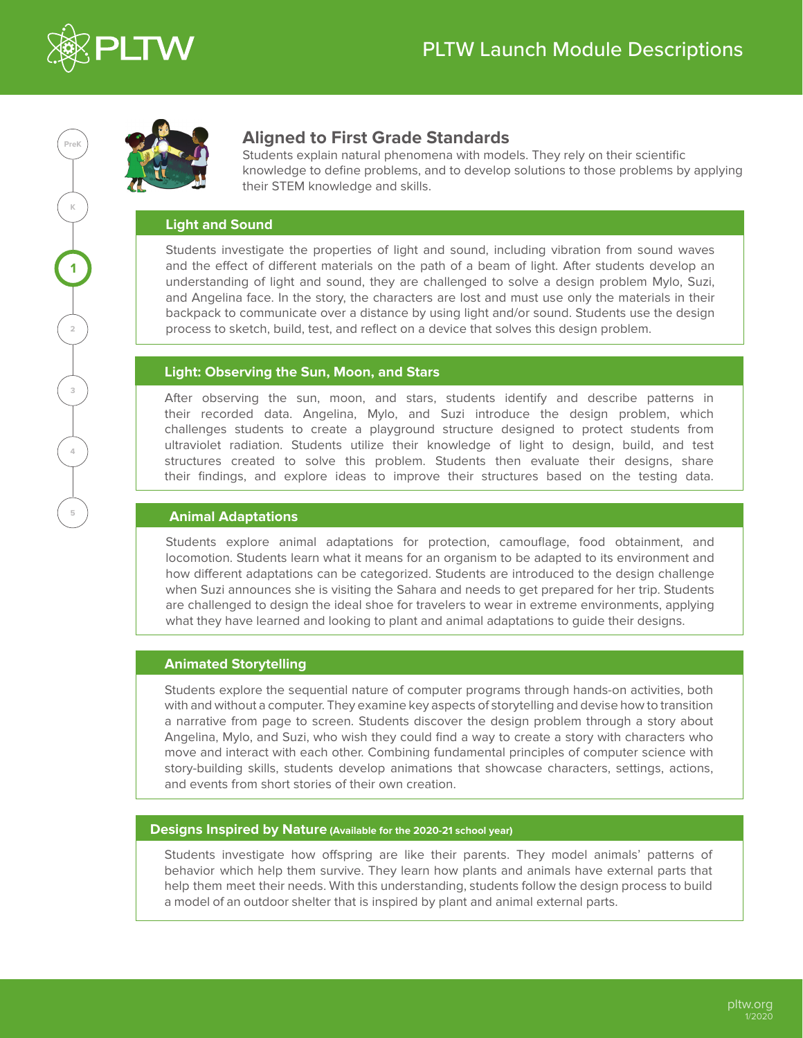## Aligned to First Grade Standards

Students explain natural phenomena with models. They rely on their scientific knowledge to define problems, and to develop solutions to those problems by applying their STEM knowledge and skills.

### Light and Sound

Students investigate the properties of light and sound, including vibration from sound waves and the effect of different materials on the path of a beam of light. After students develop an understanding of light and sound, they are challenged to solve a design problem Mylo, Suzi, and Angelina face. In the story, the characters are lost and must use only the materials in their backpack to communicate over a distance by using light and/or sound. Students use the design process to sketch, build, test, and reflect on a device that solves this design problem.

### Light: Observing the Sun, Moon, and Stars

After observing the sun, moon, and stars, students identify and describe patterns in their recorded data. Angelina, Mylo, and Suzi introduce the design problem, which challenges students to create a playground structure designed to protect students from ultraviolet radiation. Students utilize their knowledge of light to design, build, and test structures created to solve this problem. Students then evaluate their designs, share their findings, and explore ideas to improve their structures based on the testing data.

### Animal Adaptations

Students explore animal adaptations for protection, camouflage, food obtainment, and locomotion. Students learn what it means for an organism to be adapted to its environment and how different adaptations can be categorized. Students are introduced to the design challenge when Suzi announces she is visiting the Sahara and needs to get prepared for her trip. Students are challenged to design the ideal shoe for travelers to wear in extreme environments, applying what they have learned and looking to plant and animal adaptations to guide their designs.

### Animated Storytelling

Students explore the sequential nature of computer programs through hands-on activities, both with and without a computer. They examine key aspects of storytelling and devise how to transition a narrative from page to screen. Students discover the design problem through a story about Angelina, Mylo, and Suzi, who wish they could find a way to create a story with characters who move and interact with each other. Combining fundamental principles of computer science with story-building skills, students develop animations that showcase characters, settings, actions, and events from short stories of their own creation.

### Designs Inspired by Nature (Available for the 2020-21 school year)

Students investigate how offspring are like their parents. They model animals' patterns of behavior which help them survive. They learn how plants and animals have external parts that help them meet their needs. With this understanding, students follow the design process to build a model of an outdoor shelter that is inspired by plant and animal external parts.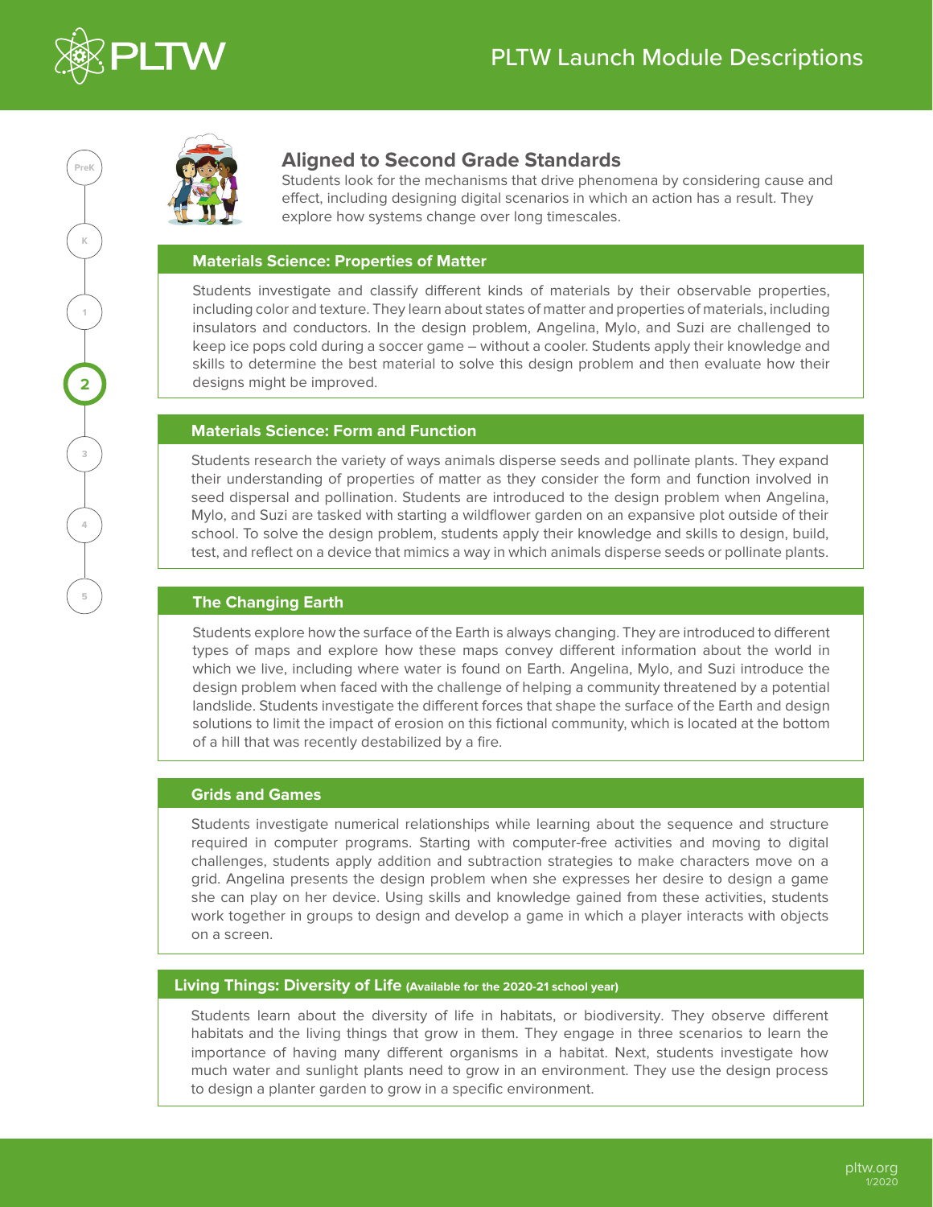## Aligned to Second Grade Standards

Students look for the mechanisms that drive phenomena by considering cause and effect, including designing digital scenarios in which an action has a result. They explore how systems change over long timescales.

### Materials Science: Properties of Matter

Students investigate and classify different kinds of materials by their observable properties, including color and texture. They learn about states of matter and properties of materials, including insulators and conductors. In the design problem, Angelina, Mylo, and Suzi are challenged to keep ice pops cold during a soccer game – without a cooler. Students apply their knowledge and skills to determine the best material to solve this design problem and then evaluate how their designs might be improved.

### Materials Science: Form and Function

Students research the variety of ways animals disperse seeds and pollinate plants. They expand their understanding of properties of matter as they consider the form and function involved in seed dispersal and pollination. Students are introduced to the design problem when Angelina, Mylo, and Suzi are tasked with starting a wildflower garden on an expansive plot outside of their school. To solve the design problem, students apply their knowledge and skills to design, build, test, and reflect on a device that mimics a way in which animals disperse seeds or pollinate plants.

### The Changing Earth

Students explore how the surface of the Earth is always changing. They are introduced to different types of maps and explore how these maps convey different information about the world in which we live, including where water is found on Earth. Angelina, Mylo, and Suzi introduce the design problem when faced with the challenge of helping a community threatened by a potential landslide. Students investigate the different forces that shape the surface of the Earth and design solutions to limit the impact of erosion on this fictional community, which is located at the bottom of a hill that was recently destabilized by a fire.

### Grids and Games

Students investigate numerical relationships while learning about the sequence and structure required in computer programs. Starting with computer-free activities and moving to digital challenges, students apply addition and subtraction strategies to make characters move on a grid. Angelina presents the design problem when she expresses her desire to design a game she can play on her device. Using skills and knowledge gained from these activities, students work together in groups to design and develop a game in which a player interacts with objects on a screen.

### Living Things: Diversity of Life (Available for the 2020-21 school year)

Students learn about the diversity of life in habitats, or biodiversity. They observe different habitats and the living things that grow in them. They engage in three scenarios to learn the importance of having many different organisms in a habitat. Next, students investigate how much water and sunlight plants need to grow in an environment. They use the design process to design a planter garden to grow in a specific environment.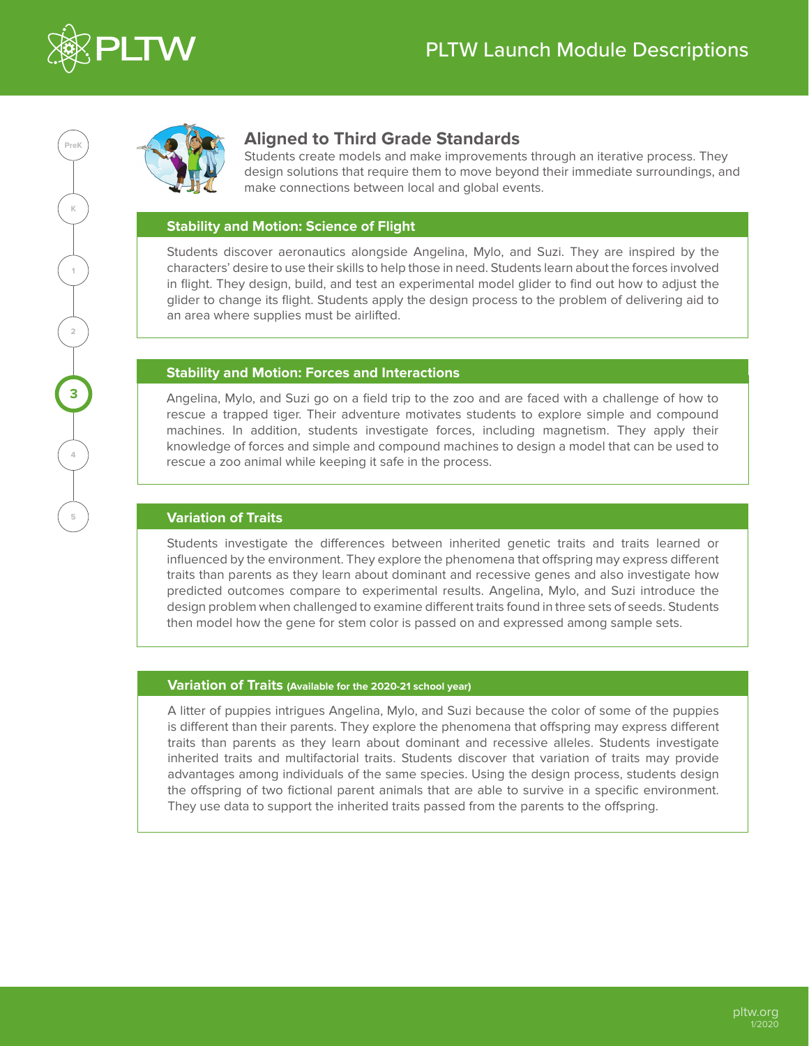# PLTW Launch Module Descriptions

## Aligned to Third Grade Standards

Students create models and make improvements through an iterative process. They design solutions that require them to move beyond their immediate surroundings, and make connections between local and global events.

### Stability and Motion: Science of Flight

Students discover aeronautics alongside Angelina, Mylo, and Suzi. They are inspired by the characters' desire to use their skills to help those in need. Students learn about the forces involved in flight. They design, build, and test an experimental model glider to find out how to adjust the glider to change its flight. Students apply the design process to the problem of delivering aid to an area where supplies must be airlifted.

### Stability and Motion: Forces and Interactions

Angelina, Mylo, and Suzi go on a field trip to the zoo and are faced with a challenge of how to rescue a trapped tiger. Their adventure motivates students to explore simple and compound machines. In addition, students investigate forces, including magnetism. They apply their knowledge of forces and simple and compound machines to design a model that can be used to rescue a zoo animal while keeping it safe in the process.

### Variation of Traits

Students investigate the differences between inherited genetic traits and traits learned or influenced by the environment. They explore the phenomena that offspring may express different traits than parents as they learn about dominant and recessive genes and also investigate how predicted outcomes compare to experimental results. Angelina, Mylo, and Suzi introduce the design problem when challenged to examine different traits found in three sets of seeds. Students then model how the gene for stem color is passed on and expressed among sample sets.

### Variation of Traits (Available for the 2020-21 school year)

A litter of puppies intrigues Angelina, Mylo, and Suzi because the color of some of the puppies is different than their parents. They explore the phenomena that offspring may express different traits than parents as they learn about dominant and recessive alleles. Students investigate inherited traits and multifactorial traits. Students discover that variation of traits may provide advantages among individuals of the same species. Using the design process, students design the offspring of two fictional parent animals that are able to survive in a specific environment. They use data to support the inherited traits passed from the parents to the offspring.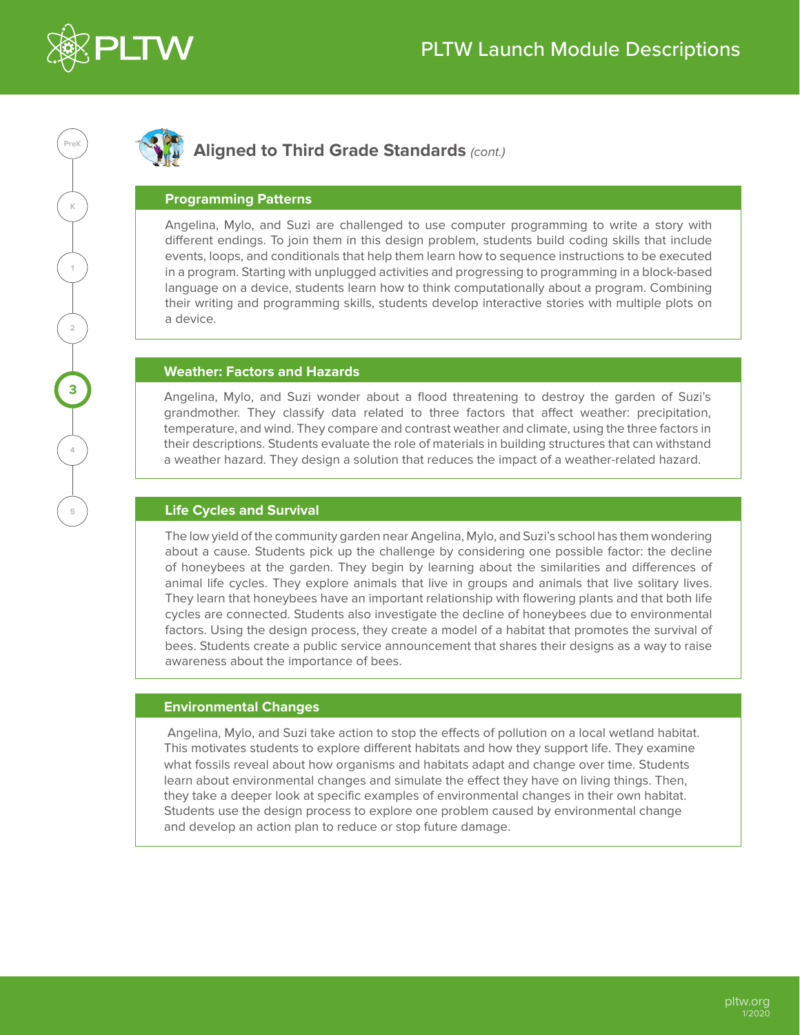## Aligned to Third Grade Standards *(cont.)*

### Programming Patterns

Angelina, Mylo, and Suzi are challenged to use computer programming to write a story with different endings. To join them in this design problem, students build coding skills that include events, loops, and conditionals that help them learn how to sequence instructions to be executed in a program. Starting with unplugged activities and progressing to programming in a block-based language on a device, students learn how to think computationally about a program. Combining their writing and programming skills, students develop interactive stories with multiple plots on a device.

### Weather: Factors and Hazards

Angelina, Mylo, and Suzi wonder about a flood threatening to destroy the garden of Suzi's grandmother. They classify data related to three factors that affect weather: precipitation, temperature, and wind. They compare and contrast weather and climate, using the three factors in their descriptions. Students evaluate the role of materials in building structures that can withstand a weather hazard. They design a solution that reduces the impact of a weather-related hazard.

### Life Cycles and Survival

The low yield of the community garden near Angelina, Mylo, and Suzi's school has them wondering about a cause. Students pick up the challenge by considering one possible factor: the decline of honeybees at the garden. They begin by learning about the similarities and differences of animal life cycles. They explore animals that live in groups and animals that live solitary lives. They learn that honeybees have an important relationship with flowering plants and that both life cycles are connected. Students also investigate the decline of honeybees due to environmental factors. Using the design process, they create a model of a habitat that promotes the survival of bees. Students create a public service announcement that shares their designs as a way to raise awareness about the importance of bees.

### Environmental Changes

Angelina, Mylo, and Suzi take action to stop the effects of pollution on a local wetland habitat. This motivates students to explore different habitats and how they support life. They examine what fossils reveal about how organisms and habitats adapt and change over time. Students learn about environmental changes and simulate the effect they have on living things. Then, they take a deeper look at specific examples of environmental changes in their own habitat. Students use the design process to explore one problem caused by environmental change and develop an action plan to reduce or stop future damage.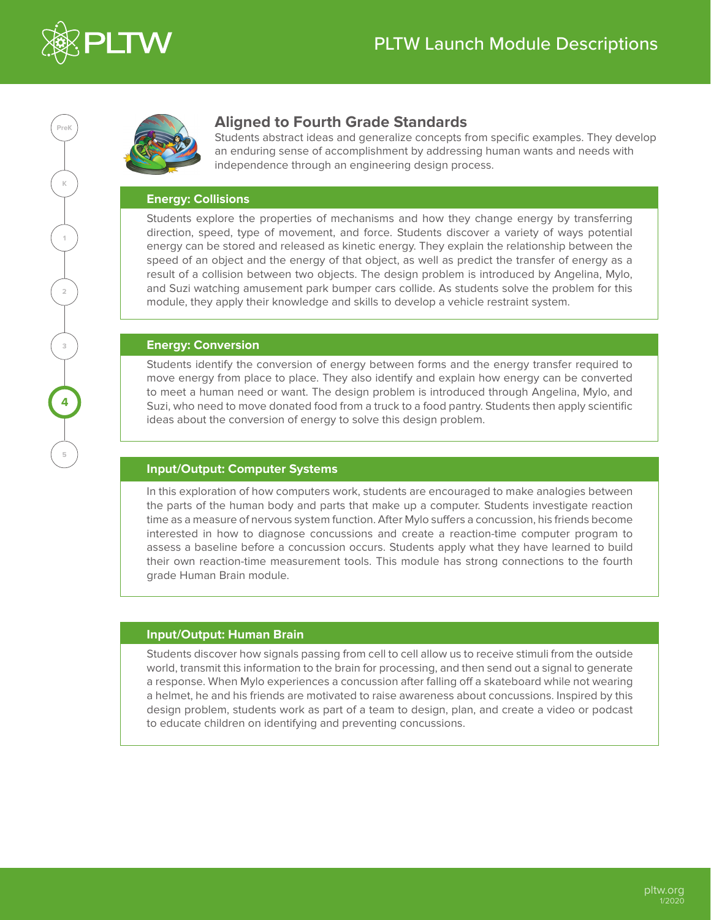# PLTW Launch Module Descriptions

## Aligned to Fourth Grade Standards

Students abstract ideas and generalize concepts from specific examples. They develop an enduring sense of accomplishment by addressing human wants and needs with independence through an engineering design process.

### Energy: Collisions

Students explore the properties of mechanisms and how they change energy by transferring direction, speed, type of movement, and force. Students discover a variety of ways potential energy can be stored and released as kinetic energy. They explain the relationship between the speed of an object and the energy of that object, as well as predict the transfer of energy as a result of a collision between two objects. The design problem is introduced by Angelina, Mylo, and Suzi watching amusement park bumper cars collide. As students solve the problem for this module, they apply their knowledge and skills to develop a vehicle restraint system.

### Energy: Conversion

Students identify the conversion of energy between forms and the energy transfer required to move energy from place to place. They also identify and explain how energy can be converted to meet a human need or want. The design problem is introduced through Angelina, Mylo, and Suzi, who need to move donated food from a truck to a food pantry. Students then apply scientific ideas about the conversion of energy to solve this design problem.

### Input/Output: Computer Systems

In this exploration of how computers work, students are encouraged to make analogies between the parts of the human body and parts that make up a computer. Students investigate reaction time as a measure of nervous system function. After Mylo suffers a concussion, his friends become interested in how to diagnose concussions and create a reaction-time computer program to assess a baseline before a concussion occurs. Students apply what they have learned to build their own reaction-time measurement tools. This module has strong connections to the fourth grade Human Brain module.

### Input/Output: Human Brain

Students discover how signals passing from cell to cell allow us to receive stimuli from the outside world, transmit this information to the brain for processing, and then send out a signal to generate a response. When Mylo experiences a concussion after falling off a skateboard while not wearing a helmet, he and his friends are motivated to raise awareness about concussions. Inspired by this design problem, students work as part of a team to design, plan, and create a video or podcast to educate children on identifying and preventing concussions.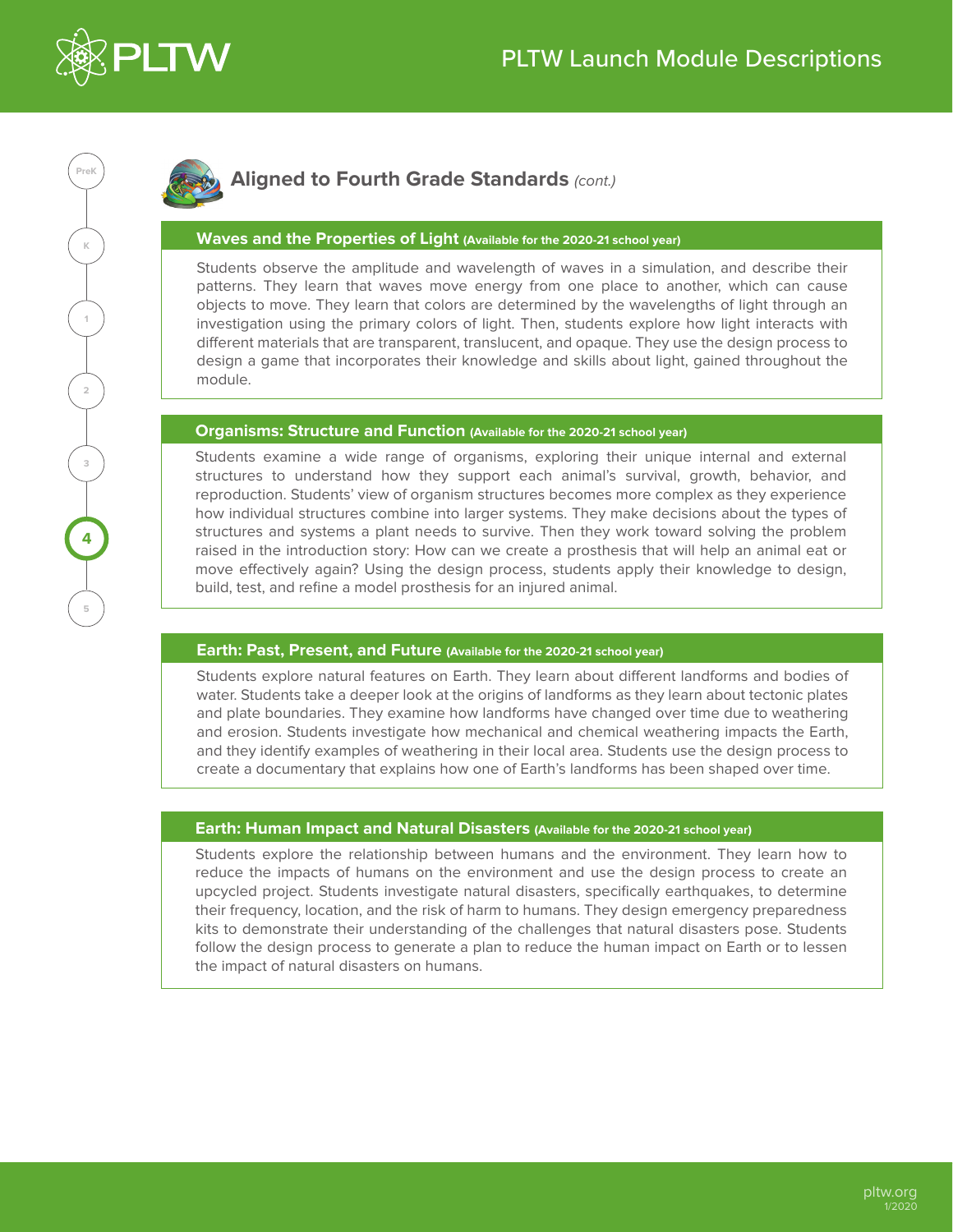## Aligned to Fourth Grade Standards *(cont.)*

### Waves and the Properties of Light (Available for the 2020-21 school year)

Students observe the amplitude and wavelength of waves in a simulation, and describe their patterns. They learn that waves move energy from one place to another, which can cause objects to move. They learn that colors are determined by the wavelengths of light through an investigation using the primary colors of light. Then, students explore how light interacts with different materials that are transparent, translucent, and opaque. They use the design process to design a game that incorporates their knowledge and skills about light, gained throughout the module.

### Organisms: Structure and Function (Available for the 2020-21 school year)

Students examine a wide range of organisms, exploring their unique internal and external structures to understand how they support each animal's survival, growth, behavior, and reproduction. Students' view of organism structures becomes more complex as they experience how individual structures combine into larger systems. They make decisions about the types of structures and systems a plant needs to survive. Then they work toward solving the problem raised in the introduction story: How can we create a prosthesis that will help an animal eat or move effectively again? Using the design process, students apply their knowledge to design, build, test, and refine a model prosthesis for an injured animal.

### Earth: Past, Present, and Future (Available for the 2020-21 school year)

Students explore natural features on Earth. They learn about different landforms and bodies of water. Students take a deeper look at the origins of landforms as they learn about tectonic plates and plate boundaries. They examine how landforms have changed over time due to weathering and erosion. Students investigate how mechanical and chemical weathering impacts the Earth, and they identify examples of weathering in their local area. Students use the design process to create a documentary that explains how one of Earth's landforms has been shaped over time.

### Earth: Human Impact and Natural Disasters (Available for the 2020-21 school year)

Students explore the relationship between humans and the environment. They learn how to reduce the impacts of humans on the environment and use the design process to create an upcycled project. Students investigate natural disasters, specifically earthquakes, to determine their frequency, location, and the risk of harm to humans. They design emergency preparedness kits to demonstrate their understanding of the challenges that natural disasters pose. Students follow the design process to generate a plan to reduce the human impact on Earth or to lessen the impact of natural disasters on humans.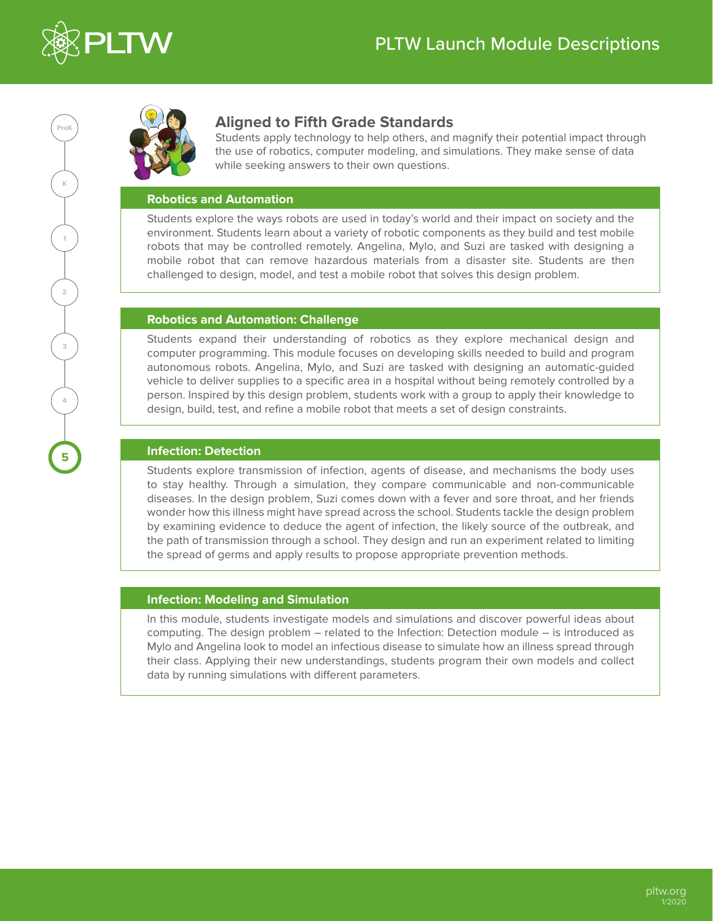## Aligned to Fifth Grade Standards

Students apply technology to help others, and magnify their potential impact through the use of robotics, computer modeling, and simulations. They make sense of data while seeking answers to their own questions.

### Robotics and Automation

Students explore the ways robots are used in today's world and their impact on society and the environment. Students learn about a variety of robotic components as they build and test mobile robots that may be controlled remotely. Angelina, Mylo, and Suzi are tasked with designing a mobile robot that can remove hazardous materials from a disaster site. Students are then challenged to design, model, and test a mobile robot that solves this design problem.

### Robotics and Automation: Challenge

Students expand their understanding of robotics as they explore mechanical design and computer programming. This module focuses on developing skills needed to build and program autonomous robots. Angelina, Mylo, and Suzi are tasked with designing an automatic-guided vehicle to deliver supplies to a specific area in a hospital without being remotely controlled by a person. Inspired by this design problem, students work with a group to apply their knowledge to design, build, test, and refine a mobile robot that meets a set of design constraints.

### Infection: Detection

Students explore transmission of infection, agents of disease, and mechanisms the body uses to stay healthy. Through a simulation, they compare communicable and non-communicable diseases. In the design problem, Suzi comes down with a fever and sore throat, and her friends wonder how this illness might have spread across the school. Students tackle the design problem by examining evidence to deduce the agent of infection, the likely source of the outbreak, and the path of transmission through a school. They design and run an experiment related to limiting the spread of germs and apply results to propose appropriate prevention methods.

### Infection: Modeling and Simulation

In this module, students investigate models and simulations and discover powerful ideas about computing. The design problem – related to the Infection: Detection module – is introduced as Mylo and Angelina look to model an infectious disease to simulate how an illness spread through their class. Applying their new understandings, students program their own models and collect data by running simulations with different parameters.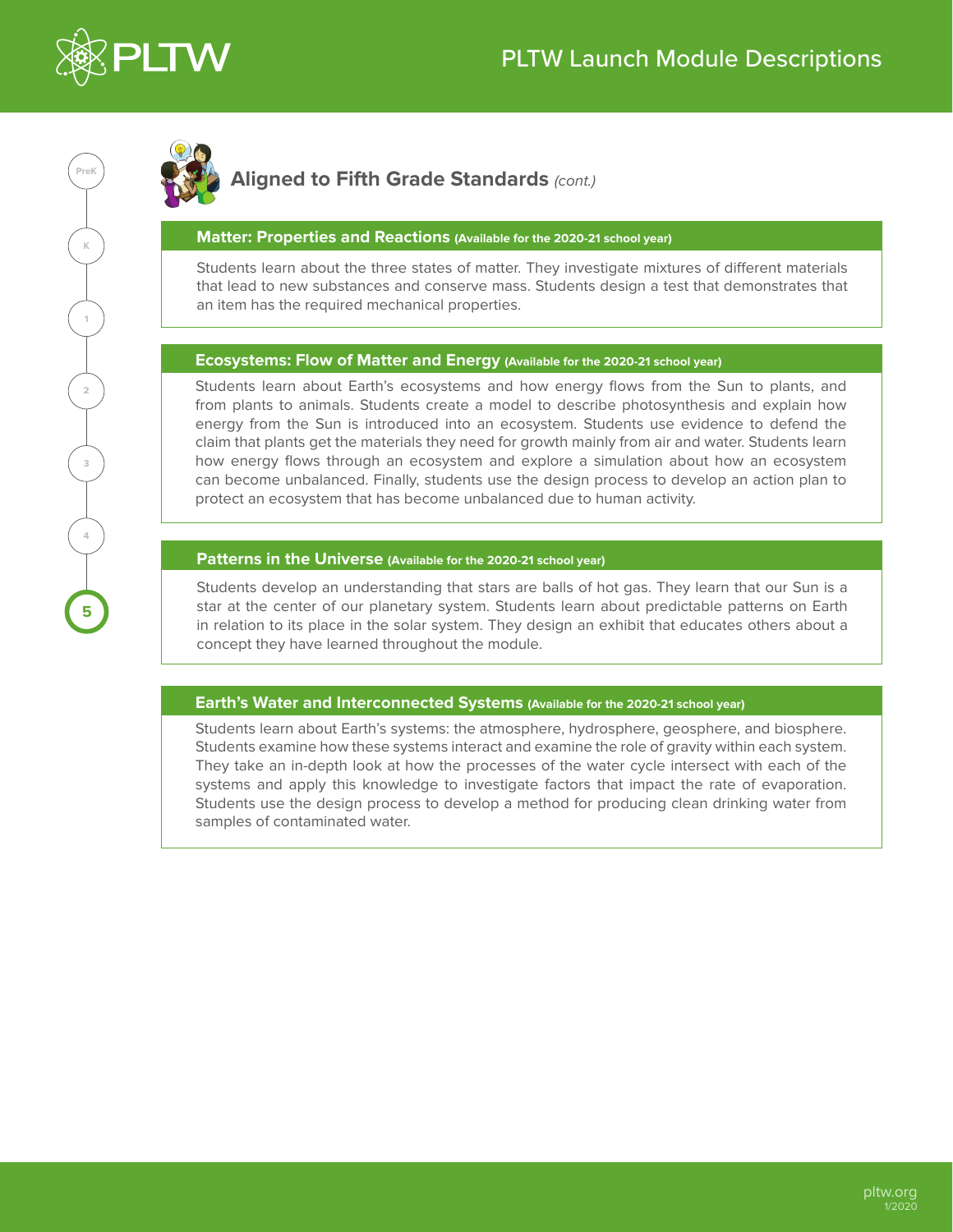## Aligned to Fifth Grade Standards *(cont.)*

### Matter: Properties and Reactions (Available for the 2020-21 school year)

Students learn about the three states of matter. They investigate mixtures of different materials that lead to new substances and conserve mass. Students design a test that demonstrates that an item has the required mechanical properties.

### Ecosystems: Flow of Matter and Energy (Available for the 2020-21 school year)

Students learn about Earth's ecosystems and how energy flows from the Sun to plants, and from plants to animals. Students create a model to describe photosynthesis and explain how energy from the Sun is introduced into an ecosystem. Students use evidence to defend the claim that plants get the materials they need for growth mainly from air and water. Students learn how energy flows through an ecosystem and explore a simulation about how an ecosystem can become unbalanced. Finally, students use the design process to develop an action plan to protect an ecosystem that has become unbalanced due to human activity.

### Patterns in the Universe (Available for the 2020-21 school year)

Students develop an understanding that stars are balls of hot gas. They learn that our Sun is a star at the center of our planetary system. Students learn about predictable patterns on Earth in relation to its place in the solar system. They design an exhibit that educates others about a concept they have learned throughout the module.

### Earth's Water and Interconnected Systems (Available for the 2020-21 school year)

Students learn about Earth's systems: the atmosphere, hydrosphere, geosphere, and biosphere. Students examine how these systems interact and examine the role of gravity within each system. They take an in-depth look at how the processes of the water cycle intersect with each of the systems and apply this knowledge to investigate factors that impact the rate of evaporation. Students use the design process to develop a method for producing clean drinking water from samples of contaminated water.